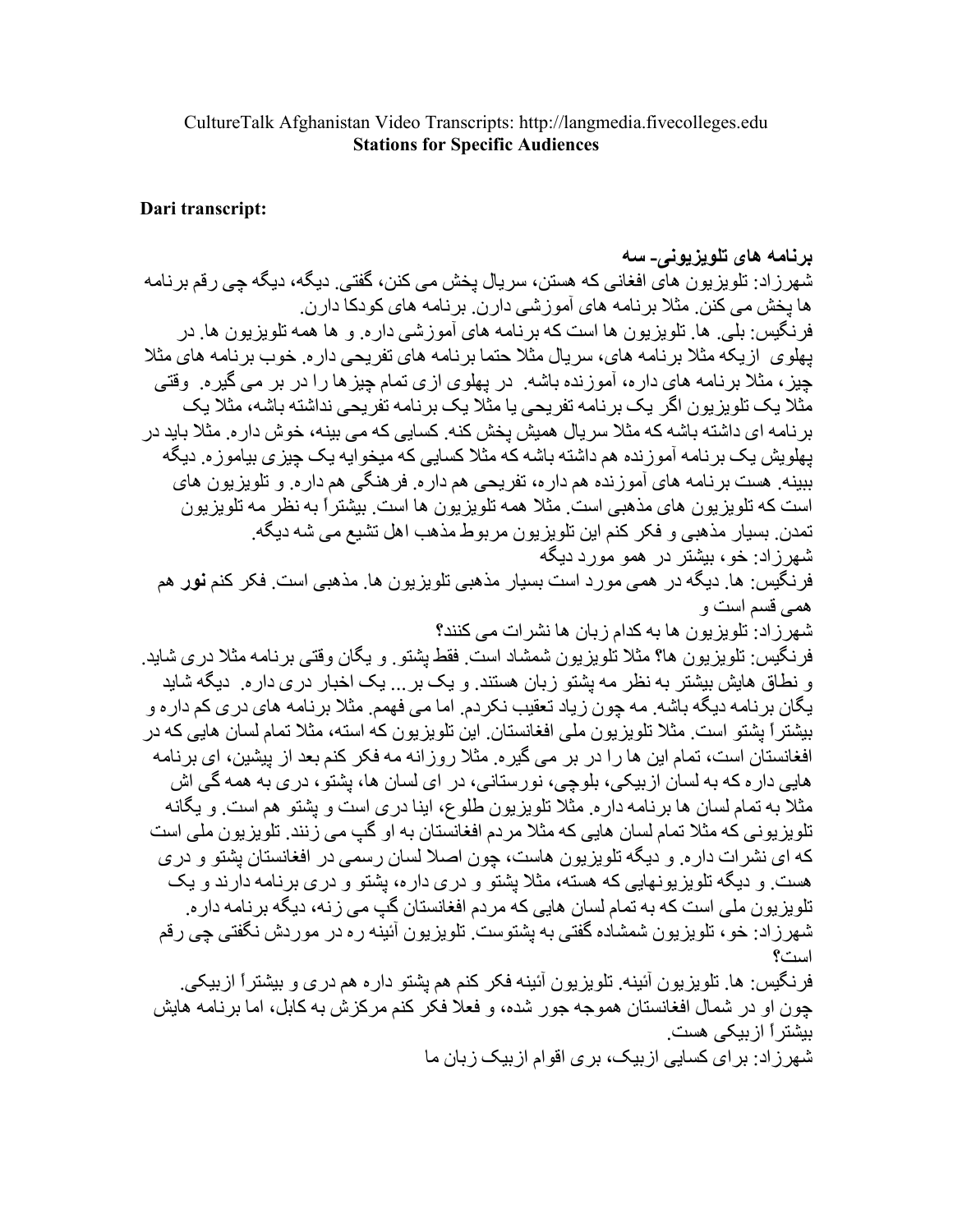CultureTalk Afghanistan Video Transcripts: http://langmedia.fivecolleges.edu
**Stations for Specific Audiences**

**Dari transcript:**

**برنامه های تلویزیونی- سه**

شهرزاد: تلویزیون های افغانی که هستن، سریال پخش می کنن، گفتی. دیگه، دیگه چی رقم برنامه ها پخش می کنن. مثلا برنامه های آموزشی دارن. برنامه های کودکا دارن.

فرنگیس: بلی. ها. تلویزیون ها است که برنامه های آموزشی داره. و ها همه تلویزیون ها. در پهلوی ازیکه مثلا برنامه های، سریال مثلا حتما برنامه های تفریحی داره. خوب برنامه های مثلا چیز، مثلا برنامه های داره، آموزنده باشه. در پهلوی ازی تمام چیزها را در بر می گیره. وقتی مثلا یک تلویزیون اگر یک برنامه تفریحی یا مثلا یک برنامه تفریحی نداشته باشه، مثلا یک برنامه ای داشته باشه که مثلا سریال همیش پخش کنه. کسایی که می بینه، خوش داره. مثلا باید در پهلویش یک برنامه آموزنده هم داشته باشه که مثلا کسایی که میخوایه یک چیزی بیاموزه. دیگه ببینه. هست برنامه های آموزنده هم داره، تفریحی هم داره. فرهنگی هم داره. و تلویزیون های است که تلویزیون های مذهبی است. مثلا همه تلویزیون ها است. بیشتراً به نظر مه تلویزیون تمدن. بسیار مذهبی و فکر کنم این تلویزیون مربوط مذهب اهل تشیع می شه دیگه.

شهرزاد: خو، بیشتر در همو مورد دیگه

فرنگیس: ها. دیگه در همی مورد است بسیار مذهبی تلویزیون ها. مذهبی است. فکر کنم **نور** هم همی قسم است و

شهرزاد: تلویزیون ها به کدام زبان ها نشرات می کنند؟

فرنگیس: تلویزیون ها؟ مثلا تلویزیون شمشاد است. فقط پشتو. و یگان وقتی برنامه مثلا دری شاید. و نطاق هایش بیشتر به نظر مه پشتو زبان هستند. و یک بر... یک اخبار دری داره. دیگه شاید یگان برنامه دیگه باشه. مه چون زیاد تعقیب نکردم. اما می فهمم. مثلا برنامه های دری کم داره و بیشتراً پشتو است. مثلا تلویزیون ملی افغانستان. این تلویزیون که استه، مثلا تمام لسان هایی که در افغانستان است، تمام این ها را در بر می گیره. مثلا روزانه مه فکر کنم بعد از پیشین، ای برنامه هایی داره که به لسان ازبیکی، بلوچی، نورستانی، در ای لسان ها، پشتو، دری به همه گی اش مثلا به تمام لسان ها برنامه داره. مثلا تلویزیون طلوع، اینا دری است و پشتو هم است. و یگانه تلویزیونی که مثلا تمام لسان هایی که مثلا مردم افغانستان به او گپ می زنند. تلویزیون ملی است که ای نشرات داره. و دیگه تلویزیون هاست، چون اصلا لسان رسمی در افغانستان پشتو و دری هست. و دیگه تلویزیونهایی که هسته، مثلا پشتو و دری داره، پشتو و دری برنامه دارند و یک تلویزیون ملی است که به تمام لسان هایی که مردم افغانستان گپ می زنه، دیگه برنامه داره.

شهرزاد: خو، تلویزیون شمشاده گفتی به پشتوست. تلویزیون آئینه ره در موردش نگفتی چی رقم است؟

فرنگیس: ها. تلویزیون آئینه. تلویزیون آئینه فکر کنم هم پشتو داره هم دری و بیشتراً ازبیکی. چون او در شمال افغانستان هموجه جور شده، و فعلا فکر کنم مرکزش به کابل، اما برنامه هایش بیشتراً ازبیکی هست.

شهرزاد: برای کسایی ازبیک، بری اقوام ازبیک زبان ما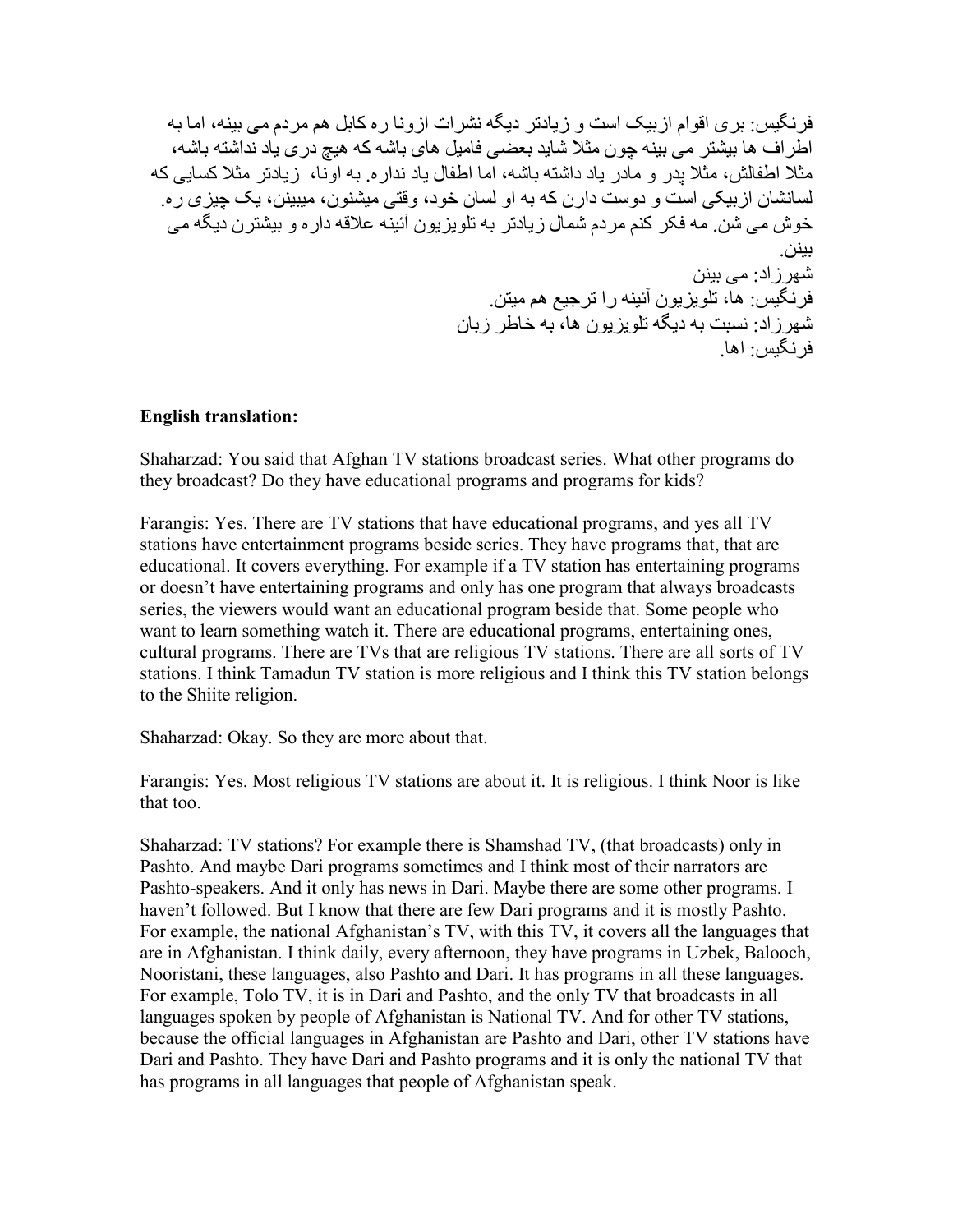فرنگیس: بری اقوام ازبیک است و زیادتر دیگه نشرات ازونا ره کابل هم مردم می بینه، اما به اطراف ها بیشتر می بینه چون مثلا شاید بعضی فامیل های باشه که هیچ دری یاد نداشته باشه، مثلا اطفالش، مثلا پدر و مادر یاد داشته باشه، اما اطفال یاد نداره. به اونا، زیادتر مثلا کسایی که لسانشان ازبیکی است و دوست دارن که به او لسان خود، وقتی میشنون، میبینن، یک چیزی ره. خوش می شن. مه فکر کنم مردم شمال زیادتر به تلویزیون آئینه علاقه داره و بیشترن دیگه می بینن.

شهرزاد: می بینن

فرنگیس: ها، تلویزیون آئینه را ترجیع هم میتن.

شهرزاد: نسبت به دیگه تلویزیون ها، به خاطر زبان

فرنگیس: اها.

**English translation:**

Shaharzad: You said that Afghan TV stations broadcast series. What other programs do they broadcast? Do they have educational programs and programs for kids?

Farangis: Yes. There are TV stations that have educational programs, and yes all TV stations have entertainment programs beside series. They have programs that, that are educational. It covers everything. For example if a TV station has entertaining programs or doesn't have entertaining programs and only has one program that always broadcasts series, the viewers would want an educational program beside that. Some people who want to learn something watch it. There are educational programs, entertaining ones, cultural programs. There are TVs that are religious TV stations. There are all sorts of TV stations. I think Tamadun TV station is more religious and I think this TV station belongs to the Shiite religion.

Shaharzad: Okay. So they are more about that.

Farangis: Yes. Most religious TV stations are about it. It is religious. I think Noor is like that too.

Shaharzad: TV stations? For example there is Shamshad TV, (that broadcasts) only in Pashto. And maybe Dari programs sometimes and I think most of their narrators are Pashto-speakers. And it only has news in Dari. Maybe there are some other programs. I haven't followed. But I know that there are few Dari programs and it is mostly Pashto. For example, the national Afghanistan's TV, with this TV, it covers all the languages that are in Afghanistan. I think daily, every afternoon, they have programs in Uzbek, Balooch, Nooristani, these languages, also Pashto and Dari. It has programs in all these languages. For example, Tolo TV, it is in Dari and Pashto, and the only TV that broadcasts in all languages spoken by people of Afghanistan is National TV. And for other TV stations, because the official languages in Afghanistan are Pashto and Dari, other TV stations have Dari and Pashto. They have Dari and Pashto programs and it is only the national TV that has programs in all languages that people of Afghanistan speak.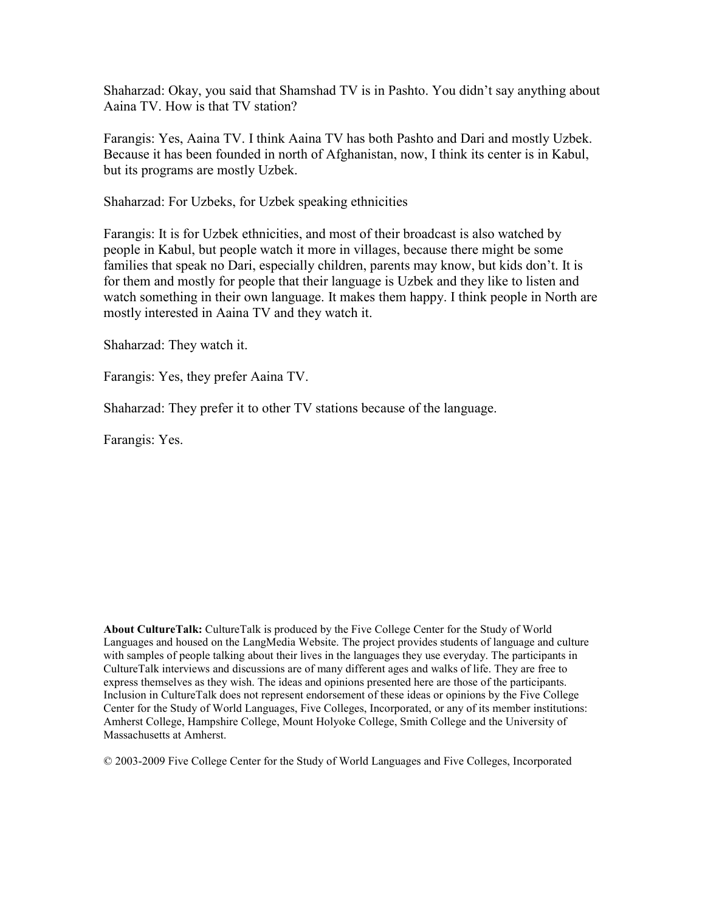Shaharzad: Okay, you said that Shamshad TV is in Pashto. You didn't say anything about Aaina TV. How is that TV station?

Farangis: Yes, Aaina TV. I think Aaina TV has both Pashto and Dari and mostly Uzbek. Because it has been founded in north of Afghanistan, now, I think its center is in Kabul, but its programs are mostly Uzbek.

Shaharzad: For Uzbeks, for Uzbek speaking ethnicities

Farangis: It is for Uzbek ethnicities, and most of their broadcast is also watched by people in Kabul, but people watch it more in villages, because there might be some families that speak no Dari, especially children, parents may know, but kids don't. It is for them and mostly for people that their language is Uzbek and they like to listen and watch something in their own language. It makes them happy. I think people in North are mostly interested in Aaina TV and they watch it.

Shaharzad: They watch it.

Farangis: Yes, they prefer Aaina TV.

Shaharzad: They prefer it to other TV stations because of the language.

Farangis: Yes.

**About CultureTalk:** CultureTalk is produced by the Five College Center for the Study of World Languages and housed on the LangMedia Website. The project provides students of language and culture with samples of people talking about their lives in the languages they use everyday. The participants in CultureTalk interviews and discussions are of many different ages and walks of life. They are free to express themselves as they wish. The ideas and opinions presented here are those of the participants. Inclusion in CultureTalk does not represent endorsement of these ideas or opinions by the Five College Center for the Study of World Languages, Five Colleges, Incorporated, or any of its member institutions: Amherst College, Hampshire College, Mount Holyoke College, Smith College and the University of Massachusetts at Amherst.

© 2003-2009 Five College Center for the Study of World Languages and Five Colleges, Incorporated